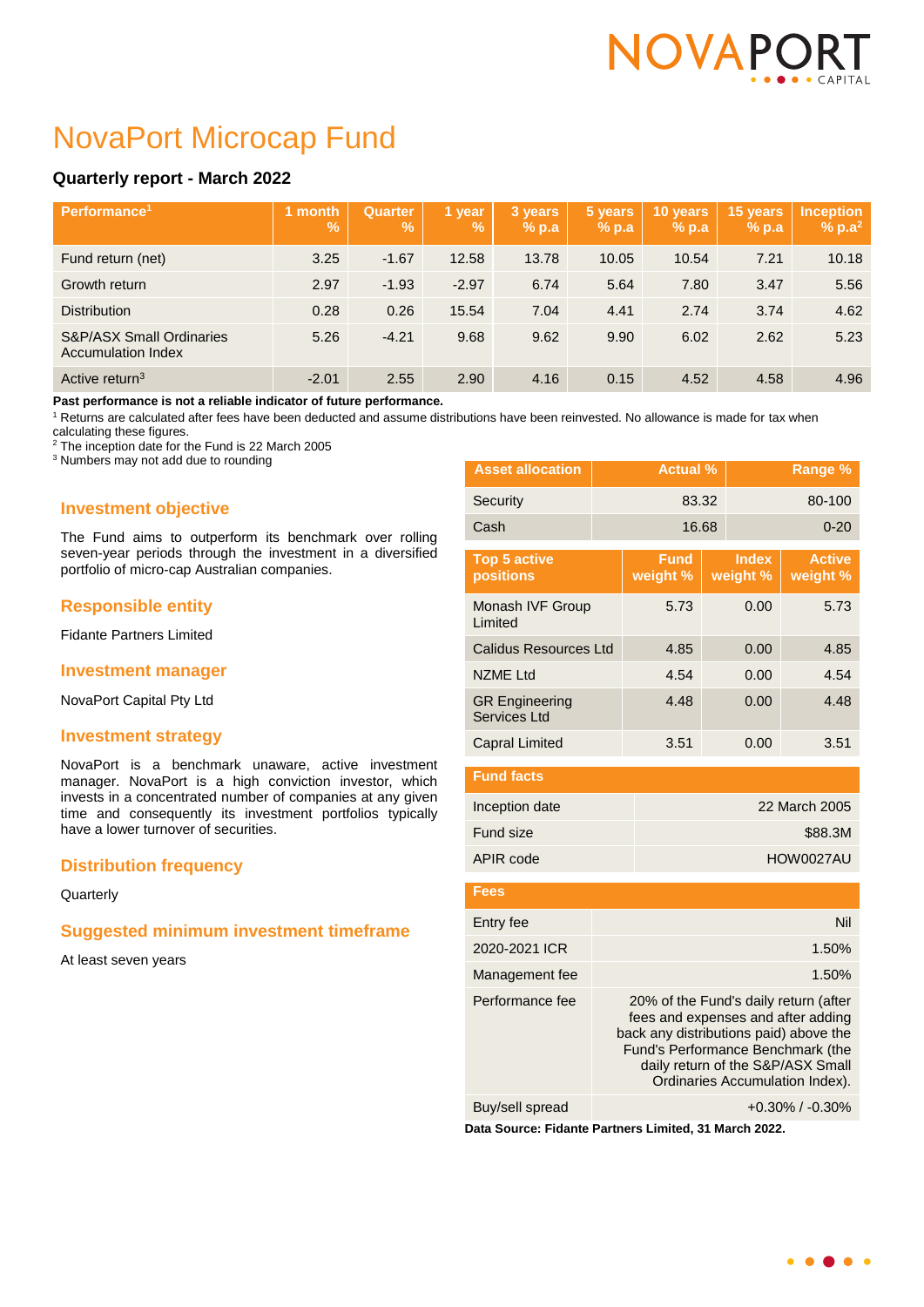# NovaPort Microcap Fund

### Quarterly report - March 2022

| Performance[1] | 1 month % | Quarter % | 1 year % | 3 years % p.a | 5 years % p.a | 10 years % p.a | 15 years % p.a | Inception % p.a[2] |
|---|---|---|---|---|---|---|---|---|
| Fund return (net) | 3.25 | -1.67 | 12.58 | 13.78 | 10.05 | 10.54 | 7.21 | 10.18 |
| Growth return | 2.97 | -1.93 | -2.97 | 6.74 | 5.64 | 7.80 | 3.47 | 5.56 |
| Distribution | 0.28 | 0.26 | 15.54 | 7.04 | 4.41 | 2.74 | 3.74 | 4.62 |
| S&P/ASX Small Ordinaries Accumulation Index | 5.26 | -4.21 | 9.68 | 9.62 | 9.90 | 6.02 | 2.62 | 5.23 |
| Active return[3] | -2.01 | 2.55 | 2.90 | 4.16 | 0.15 | 4.52 | 4.58 | 4.96 |

**Past performance is not a reliable indicator of future performance.**

[1] Returns are calculated after fees have been deducted and assume distributions have been reinvested. No allowance is made for tax when calculating these figures.
[2] The inception date for the Fund is 22 March 2005
[3] Numbers may not add due to rounding

## Investment objective

The Fund aims to outperform its benchmark over rolling seven-year periods through the investment in a diversified portfolio of micro-cap Australian companies.

## Responsible entity

Fidante Partners Limited

## Investment manager

NovaPort Capital Pty Ltd

## Investment strategy

NovaPort is a benchmark unaware, active investment manager. NovaPort is a high conviction investor, which invests in a concentrated number of companies at any given time and consequently its investment portfolios typically have a lower turnover of securities.

## Distribution frequency

Quarterly

## Suggested minimum investment timeframe

At least seven years

| Asset allocation | Actual % | Range % |
|---|---|---|
| Security | 83.32 | 80-100 |
| Cash | 16.68 | 0-20 |

| Top 5 active positions | Fund weight % | Index weight % | Active weight % |
|---|---|---|---|
| Monash IVF Group Limited | 5.73 | 0.00 | 5.73 |
| Calidus Resources Ltd | 4.85 | 0.00 | 4.85 |
| NZME Ltd | 4.54 | 0.00 | 4.54 |
| GR Engineering Services Ltd | 4.48 | 0.00 | 4.48 |
| Capral Limited | 3.51 | 0.00 | 3.51 |

| Fund facts | |
|---|---|
| Inception date | 22 March 2005 |
| Fund size | $88.3M |
| APIR code | HOW0027AU |

| Fees | |
|---|---|
| Entry fee | Nil |
| 2020-2021 ICR | 1.50% |
| Management fee | 1.50% |
| Performance fee | 20% of the Fund's daily return (after fees and expenses and after adding back any distributions paid) above the Fund's Performance Benchmark (the daily return of the S&P/ASX Small Ordinaries Accumulation Index). |
| Buy/sell spread | +0.30% / -0.30% |

**Data Source: Fidante Partners Limited, 31 March 2022.**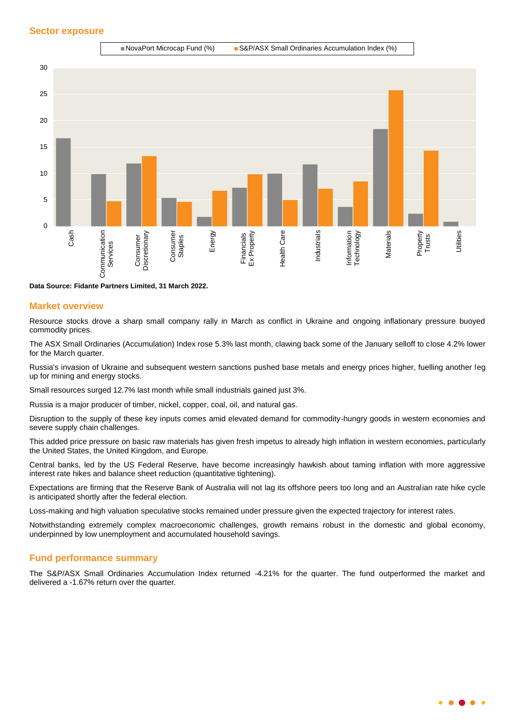## Sector exposure

Data Source: Fidante Partners Limited, 31 March 2022.

## Market overview

Resource stocks drove a sharp small company rally in March as conflict in Ukraine and ongoing inflationary pressure buoyed commodity prices.

The ASX Small Ordinaries (Accumulation) Index rose 5.3% last month, clawing back some of the January selloff to close 4.2% lower for the March quarter.

Russia's invasion of Ukraine and subsequent western sanctions pushed base metals and energy prices higher, fuelling another leg up for mining and energy stocks.

Small resources surged 12.7% last month while small industrials gained just 3%.

Russia is a major producer of timber, nickel, copper, coal, oil, and natural gas.

Disruption to the supply of these key inputs comes amid elevated demand for commodity-hungry goods in western economies and severe supply chain challenges.

This added price pressure on basic raw materials has given fresh impetus to already high inflation in western economies, particularly the United States, the United Kingdom, and Europe.

Central banks, led by the US Federal Reserve, have become increasingly hawkish about taming inflation with more aggressive interest rate hikes and balance sheet reduction (quantitative tightening).

Expectations are firming that the Reserve Bank of Australia will not lag its offshore peers too long and an Australian rate hike cycle is anticipated shortly after the federal election.

Loss-making and high valuation speculative stocks remained under pressure given the expected trajectory for interest rates.

Notwithstanding extremely complex macroeconomic challenges, growth remains robust in the domestic and global economy, underpinned by low unemployment and accumulated household savings.

## Fund performance summary

The S&P/ASX Small Ordinaries Accumulation Index returned -4.21% for the quarter. The fund outperformed the market and delivered a -1.67% return over the quarter.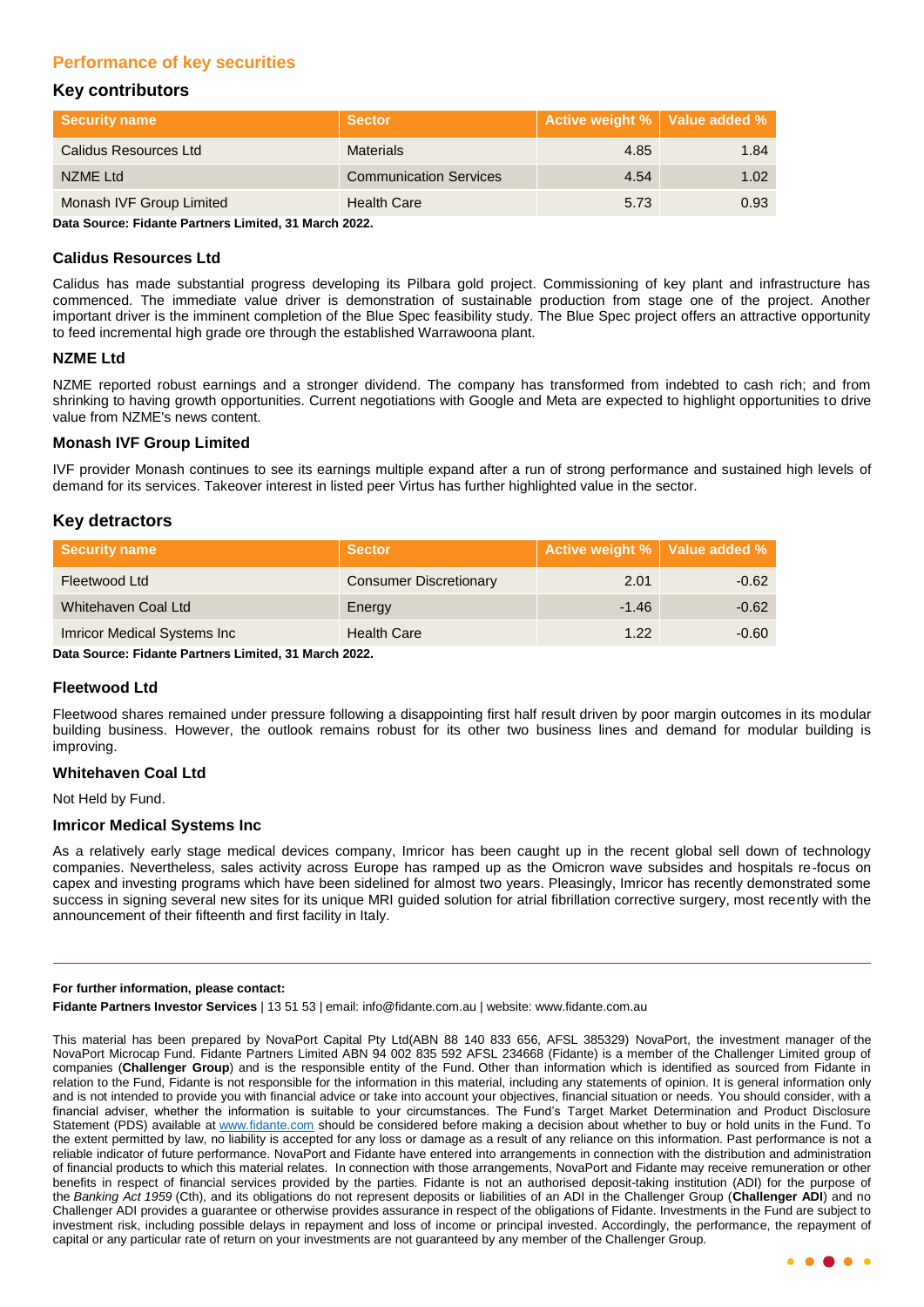## Performance of key securities

### Key contributors

| Security name | Sector | Active weight % | Value added % |
|---|---|---|---|
| Calidus Resources Ltd | Materials | 4.85 | 1.84 |
| NZME Ltd | Communication Services | 4.54 | 1.02 |
| Monash IVF Group Limited | Health Care | 5.73 | 0.93 |

**Data Source: Fidante Partners Limited, 31 March 2022.**

#### Calidus Resources Ltd

Calidus has made substantial progress developing its Pilbara gold project. Commissioning of key plant and infrastructure has commenced. The immediate value driver is demonstration of sustainable production from stage one of the project. Another important driver is the imminent completion of the Blue Spec feasibility study. The Blue Spec project offers an attractive opportunity to feed incremental high grade ore through the established Warrawoona plant.

#### NZME Ltd

NZME reported robust earnings and a stronger dividend. The company has transformed from indebted to cash rich; and from shrinking to having growth opportunities. Current negotiations with Google and Meta are expected to highlight opportunities to drive value from NZME's news content.

#### Monash IVF Group Limited

IVF provider Monash continues to see its earnings multiple expand after a run of strong performance and sustained high levels of demand for its services. Takeover interest in listed peer Virtus has further highlighted value in the sector.

### Key detractors

| Security name | Sector | Active weight % | Value added % |
|---|---|---|---|
| Fleetwood Ltd | Consumer Discretionary | 2.01 | -0.62 |
| Whitehaven Coal Ltd | Energy | -1.46 | -0.62 |
| Imricor Medical Systems Inc | Health Care | 1.22 | -0.60 |

**Data Source: Fidante Partners Limited, 31 March 2022.**

#### Fleetwood Ltd

Fleetwood shares remained under pressure following a disappointing first half result driven by poor margin outcomes in its modular building business. However, the outlook remains robust for its other two business lines and demand for modular building is improving.

#### Whitehaven Coal Ltd

Not Held by Fund.

#### Imricor Medical Systems Inc

As a relatively early stage medical devices company, Imricor has been caught up in the recent global sell down of technology companies. Nevertheless, sales activity across Europe has ramped up as the Omicron wave subsides and hospitals re-focus on capex and investing programs which have been sidelined for almost two years. Pleasingly, Imricor has recently demonstrated some success in signing several new sites for its unique MRI guided solution for atrial fibrillation corrective surgery, most recently with the announcement of their fifteenth and first facility in Italy.

---

**For further information, please contact:**

**Fidante Partners Investor Services** | 13 51 53 | email: info@fidante.com.au | website: www.fidante.com.au

This material has been prepared by NovaPort Capital Pty Ltd(ABN 88 140 833 656, AFSL 385329) NovaPort, the investment manager of the NovaPort Microcap Fund. Fidante Partners Limited ABN 94 002 835 592 AFSL 234668 (Fidante) is a member of the Challenger Limited group of companies (**Challenger Group**) and is the responsible entity of the Fund. Other than information which is identified as sourced from Fidante in relation to the Fund, Fidante is not responsible for the information in this material, including any statements of opinion. It is general information only and is not intended to provide you with financial advice or take into account your objectives, financial situation or needs. You should consider, with a financial adviser, whether the information is suitable to your circumstances. The Fund's Target Market Determination and Product Disclosure Statement (PDS) available at www.fidante.com should be considered before making a decision about whether to buy or hold units in the Fund. To the extent permitted by law, no liability is accepted for any loss or damage as a result of any reliance on this information. Past performance is not a reliable indicator of future performance. NovaPort and Fidante have entered into arrangements in connection with the distribution and administration of financial products to which this material relates. In connection with those arrangements, NovaPort and Fidante may receive remuneration or other benefits in respect of financial services provided by the parties. Fidante is not an authorised deposit-taking institution (ADI) for the purpose of the *Banking Act 1959* (Cth), and its obligations do not represent deposits or liabilities of an ADI in the Challenger Group (**Challenger ADI**) and no Challenger ADI provides a guarantee or otherwise provides assurance in respect of the obligations of Fidante. Investments in the Fund are subject to investment risk, including possible delays in repayment and loss of income or principal invested. Accordingly, the performance, the repayment of capital or any particular rate of return on your investments are not guaranteed by any member of the Challenger Group.